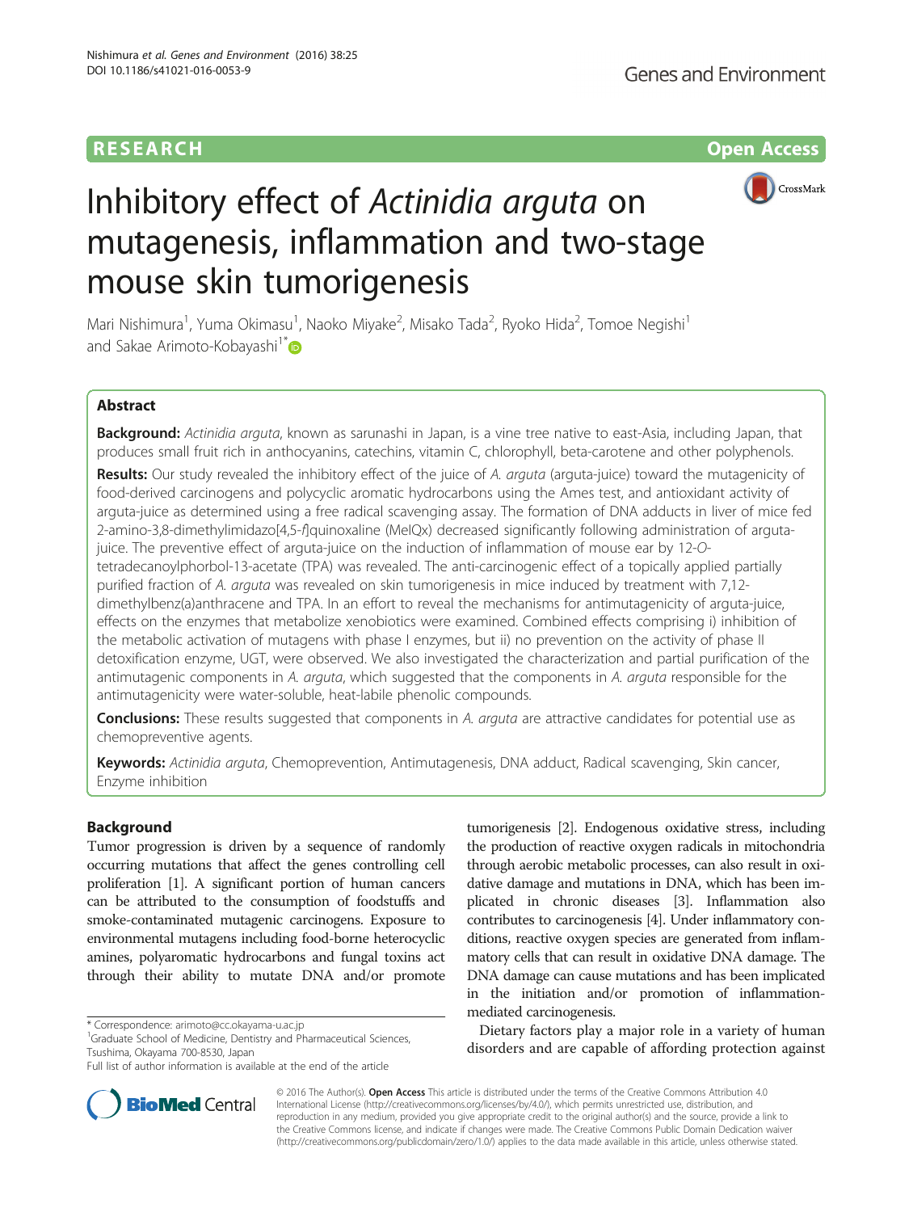RESEARCH Open Access

# Inhibitory effect of *Actinidia arguta* on mutagenesis, inflammation and two-stage mouse skin tumorigenesis

Mari Nishimura[1], Yuma Okimasu[1], Naoko Miyake[2], Misako Tada[2], Ryoko Hida[2], Tomoe Negishi[1] and Sakae Arimoto-Kobayashi[1*]

## Abstract

**Background:** *Actinidia arguta*, known as sarunashi in Japan, is a vine tree native to east-Asia, including Japan, that produces small fruit rich in anthocyanins, catechins, vitamin C, chlorophyll, beta-carotene and other polyphenols.

**Results:** Our study revealed the inhibitory effect of the juice of *A. arguta* (arguta-juice) toward the mutagenicity of food-derived carcinogens and polycyclic aromatic hydrocarbons using the Ames test, and antioxidant activity of arguta-juice as determined using a free radical scavenging assay. The formation of DNA adducts in liver of mice fed 2-amino-3,8-dimethylimidazo[4,5-*f*]quinoxaline (MeIQx) decreased significantly following administration of arguta-juice. The preventive effect of arguta-juice on the induction of inflammation of mouse ear by 12-*O*-tetradecanoylphorbol-13-acetate (TPA) was revealed. The anti-carcinogenic effect of a topically applied partially purified fraction of *A. arguta* was revealed on skin tumorigenesis in mice induced by treatment with 7,12-dimethylbenz(a)anthracene and TPA. In an effort to reveal the mechanisms for antimutagenicity of arguta-juice, effects on the enzymes that metabolize xenobiotics were examined. Combined effects comprising i) inhibition of the metabolic activation of mutagens with phase I enzymes, but ii) no prevention on the activity of phase II detoxification enzyme, UGT, were observed. We also investigated the characterization and partial purification of the antimutagenic components in *A. arguta*, which suggested that the components in *A. arguta* responsible for the antimutagenicity were water-soluble, heat-labile phenolic compounds.

**Conclusions:** These results suggested that components in *A. arguta* are attractive candidates for potential use as chemopreventive agents.

**Keywords:** *Actinidia arguta*, Chemoprevention, Antimutagenesis, DNA adduct, Radical scavenging, Skin cancer, Enzyme inhibition

## Background

Tumor progression is driven by a sequence of randomly occurring mutations that affect the genes controlling cell proliferation [1]. A significant portion of human cancers can be attributed to the consumption of foodstuffs and smoke-contaminated mutagenic carcinogens. Exposure to environmental mutagens including food-borne heterocyclic amines, polyaromatic hydrocarbons and fungal toxins act through their ability to mutate DNA and/or promote tumorigenesis [2]. Endogenous oxidative stress, including the production of reactive oxygen radicals in mitochondria through aerobic metabolic processes, can also result in oxidative damage and mutations in DNA, which has been implicated in chronic diseases [3]. Inflammation also contributes to carcinogenesis [4]. Under inflammatory conditions, reactive oxygen species are generated from inflammatory cells that can result in oxidative DNA damage. The DNA damage can cause mutations and has been implicated in the initiation and/or promotion of inflammation-mediated carcinogenesis.

Dietary factors play a major role in a variety of human disorders and are capable of affording protection against

\* Correspondence: arimoto@cc.okayama-u.ac.jp
[1]Graduate School of Medicine, Dentistry and Pharmaceutical Sciences, Tsushima, Okayama 700-8530, Japan
Full list of author information is available at the end of the article

© 2016 The Author(s). **Open Access** This article is distributed under the terms of the Creative Commons Attribution 4.0 International License (http://creativecommons.org/licenses/by/4.0/), which permits unrestricted use, distribution, and reproduction in any medium, provided you give appropriate credit to the original author(s) and the source, provide a link to the Creative Commons license, and indicate if changes were made. The Creative Commons Public Domain Dedication waiver (http://creativecommons.org/publicdomain/zero/1.0/) applies to the data made available in this article, unless otherwise stated.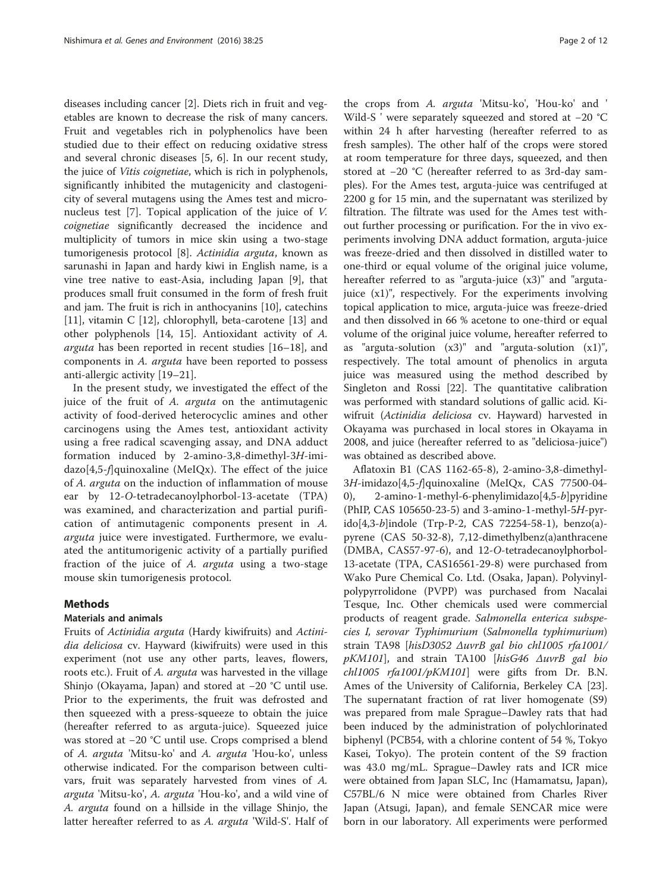diseases including cancer [2]. Diets rich in fruit and vegetables are known to decrease the risk of many cancers. Fruit and vegetables rich in polyphenolics have been studied due to their effect on reducing oxidative stress and several chronic diseases [5, 6]. In our recent study, the juice of *Vitis coignetiae*, which is rich in polyphenols, significantly inhibited the mutagenicity and clastogenicity of several mutagens using the Ames test and micronucleus test [7]. Topical application of the juice of *V. coignetiae* significantly decreased the incidence and multiplicity of tumors in mice skin using a two-stage tumorigenesis protocol [8]. *Actinidia arguta*, known as sarunashi in Japan and hardy kiwi in English name, is a vine tree native to east-Asia, including Japan [9], that produces small fruit consumed in the form of fresh fruit and jam. The fruit is rich in anthocyanins [10], catechins [11], vitamin C [12], chlorophyll, beta-carotene [13] and other polyphenols [14, 15]. Antioxidant activity of *A. arguta* has been reported in recent studies [16–18], and components in *A. arguta* have been reported to possess anti-allergic activity [19–21].

In the present study, we investigated the effect of the juice of the fruit of *A. arguta* on the antimutagenic activity of food-derived heterocyclic amines and other carcinogens using the Ames test, antioxidant activity using a free radical scavenging assay, and DNA adduct formation induced by 2-amino-3,8-dimethyl-3*H*-imidazo[4,5-*f*]quinoxaline (MeIQx). The effect of the juice of *A. arguta* on the induction of inflammation of mouse ear by 12-*O*-tetradecanoylphorbol-13-acetate (TPA) was examined, and characterization and partial purification of antimutagenic components present in *A. arguta* juice were investigated. Furthermore, we evaluated the antitumorigenic activity of a partially purified fraction of the juice of *A. arguta* using a two-stage mouse skin tumorigenesis protocol.

## Methods

### Materials and animals

Fruits of *Actinidia arguta* (Hardy kiwifruits) and *Actinidia deliciosa* cv. Hayward (kiwifruits) were used in this experiment (not use any other parts, leaves, flowers, roots etc.). Fruit of *A. arguta* was harvested in the village Shinjo (Okayama, Japan) and stored at −20 °C until use. Prior to the experiments, the fruit was defrosted and then squeezed with a press-squeeze to obtain the juice (hereafter referred to as arguta-juice). Squeezed juice was stored at −20 °C until use. Crops comprised a blend of *A. arguta* 'Mitsu-ko' and *A. arguta* 'Hou-ko', unless otherwise indicated. For the comparison between cultivars, fruit was separately harvested from vines of *A. arguta* 'Mitsu-ko', *A. arguta* 'Hou-ko', and a wild vine of *A. arguta* found on a hillside in the village Shinjo, the latter hereafter referred to as *A. arguta* 'Wild-S'. Half of the crops from *A. arguta* 'Mitsu-ko', 'Hou-ko' and ' Wild-S ' were separately squeezed and stored at −20 °C within 24 h after harvesting (hereafter referred to as fresh samples). The other half of the crops were stored at room temperature for three days, squeezed, and then stored at −20 °C (hereafter referred to as 3rd-day samples). For the Ames test, arguta-juice was centrifuged at 2200 g for 15 min, and the supernatant was sterilized by filtration. The filtrate was used for the Ames test without further processing or purification. For the in vivo experiments involving DNA adduct formation, arguta-juice was freeze-dried and then dissolved in distilled water to one-third or equal volume of the original juice volume, hereafter referred to as "arguta-juice (x3)" and "arguta-juice (x1)", respectively. For the experiments involving topical application to mice, arguta-juice was freeze-dried and then dissolved in 66 % acetone to one-third or equal volume of the original juice volume, hereafter referred to as "arguta-solution (x3)" and "arguta-solution (x1)", respectively. The total amount of phenolics in arguta juice was measured using the method described by Singleton and Rossi [22]. The quantitative calibration was performed with standard solutions of gallic acid. Kiwifruit (*Actinidia deliciosa* cv. Hayward) harvested in Okayama was purchased in local stores in Okayama in 2008, and juice (hereafter referred to as "deliciosa-juice") was obtained as described above.

Aflatoxin B1 (CAS 1162-65-8), 2-amino-3,8-dimethyl-3*H*-imidazo[4,5-*f*]quinoxaline (MeIQx, CAS 77500-04-0), 2-amino-1-methyl-6-phenylimidazo[4,5-*b*]pyridine (PhIP, CAS 105650-23-5) and 3-amino-1-methyl-5*H*-pyrido[4,3-*b*]indole (Trp-P-2, CAS 72254-58-1), benzo(a)-pyrene (CAS 50-32-8), 7,12-dimethylbenz(a)anthracene (DMBA, CAS57-97-6), and 12-*O*-tetradecanoylphorbol-13-acetate (TPA, CAS16561-29-8) were purchased from Wako Pure Chemical Co. Ltd. (Osaka, Japan). Polyvinylpolypyrrolidone (PVPP) was purchased from Nacalai Tesque, Inc. Other chemicals used were commercial products of reagent grade. *Salmonella enterica subspecies I, serovar Typhimurium* (*Salmonella typhimurium*) strain TA98 [*hisD3052 ΔuvrB gal bio chl1005 rfa1001/pKM101*], and strain TA100 [*hisG46 ΔuvrB gal bio chl1005 rfa1001/pKM101*] were gifts from Dr. B.N. Ames of the University of California, Berkeley CA [23]. The supernatant fraction of rat liver homogenate (S9) was prepared from male Sprague–Dawley rats that had been induced by the administration of polychlorinated biphenyl (PCB54, with a chlorine content of 54 %, Tokyo Kasei, Tokyo). The protein content of the S9 fraction was 43.0 mg/mL. Sprague–Dawley rats and ICR mice were obtained from Japan SLC, Inc (Hamamatsu, Japan), C57BL/6 N mice were obtained from Charles River Japan (Atsugi, Japan), and female SENCAR mice were born in our laboratory. All experiments were performed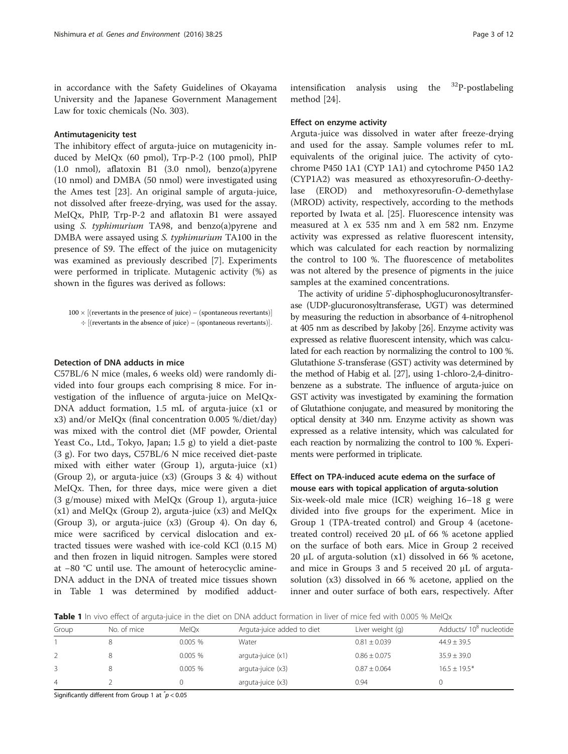in accordance with the Safety Guidelines of Okayama University and the Japanese Government Management Law for toxic chemicals (No. 303).

#### Antimutagenicity test

The inhibitory effect of arguta-juice on mutagenicity induced by MeIQx (60 pmol), Trp-P-2 (100 pmol), PhIP (1.0 nmol), aflatoxin B1 (3.0 nmol), benzo(a)pyrene (10 nmol) and DMBA (50 nmol) were investigated using the Ames test [23]. An original sample of arguta-juice, not dissolved after freeze-drying, was used for the assay. MeIQx, PhIP, Trp-P-2 and aflatoxin B1 were assayed using *S. typhimurium* TA98, and benzo(a)pyrene and DMBA were assayed using *S. typhimurium* TA100 in the presence of S9. The effect of the juice on mutagenicity was examined as previously described [7]. Experiments were performed in triplicate. Mutagenic activity (%) as shown in the figures was derived as follows:

$$100 \times [(\text{revertants in the presence of juice}) - (\text{spontaneous revertants})] \div [(\text{revertants in the absence of juice}) - (\text{spontaneous revertants})].$$

#### Detection of DNA adducts in mice

C57BL/6 N mice (males, 6 weeks old) were randomly divided into four groups each comprising 8 mice. For investigation of the influence of arguta-juice on MeIQx-DNA adduct formation, 1.5 mL of arguta-juice (x1 or x3) and/or MeIQx (final concentration 0.005 %/diet/day) was mixed with the control diet (MF powder, Oriental Yeast Co., Ltd., Tokyo, Japan; 1.5 g) to yield a diet-paste (3 g). For two days, C57BL/6 N mice received diet-paste mixed with either water (Group 1), arguta-juice (x1) (Group 2), or arguta-juice (x3) (Groups 3 & 4) without MeIQx. Then, for three days, mice were given a diet (3 g/mouse) mixed with MeIQx (Group 1), arguta-juice (x1) and MeIQx (Group 2), arguta-juice (x3) and MeIQx (Group 3), or arguta-juice (x3) (Group 4). On day 6, mice were sacrificed by cervical dislocation and extracted tissues were washed with ice-cold KCl (0.15 M) and then frozen in liquid nitrogen. Samples were stored at −80 °C until use. The amount of heterocyclic amine-DNA adduct in the DNA of treated mice tissues shown in Table 1 was determined by modified adduct-intensification analysis using the $^{32}$P-postlabeling method [24].

#### Effect on enzyme activity

Arguta-juice was dissolved in water after freeze-drying and used for the assay. Sample volumes refer to mL equivalents of the original juice. The activity of cytochrome P450 1A1 (CYP 1A1) and cytochrome P450 1A2 (CYP1A2) was measured as ethoxyresorufin-*O*-deethylase (EROD) and methoxyresorufin-*O*-demethylase (MROD) activity, respectively, according to the methods reported by Iwata et al. [25]. Fluorescence intensity was measured at λ ex 535 nm and λ em 582 nm. Enzyme activity was expressed as relative fluorescent intensity, which was calculated for each reaction by normalizing the control to 100 %. The fluorescence of metabolites was not altered by the presence of pigments in the juice samples at the examined concentrations.

The activity of uridine 5'-diphosphoglucuronosyltransferase (UDP-glucuronosyltransferase, UGT) was determined by measuring the reduction in absorbance of 4-nitrophenol at 405 nm as described by Jakoby [26]. Enzyme activity was expressed as relative fluorescent intensity, which was calculated for each reaction by normalizing the control to 100 %. Glutathione *S*-transferase (GST) activity was determined by the method of Habig et al. [27], using 1-chloro-2,4-dinitrobenzene as a substrate. The influence of arguta-juice on GST activity was investigated by examining the formation of Glutathione conjugate, and measured by monitoring the optical density at 340 nm. Enzyme activity as shown was expressed as a relative intensity, which was calculated for each reaction by normalizing the control to 100 %. Experiments were performed in triplicate.

#### Effect on TPA-induced acute edema on the surface of mouse ears with topical application of arguta-solution

Six-week-old male mice (ICR) weighing 16–18 g were divided into five groups for the experiment. Mice in Group 1 (TPA-treated control) and Group 4 (acetone-treated control) received 20 μL of 66 % acetone applied on the surface of both ears. Mice in Group 2 received 20 μL of arguta-solution (x1) dissolved in 66 % acetone, and mice in Groups 3 and 5 received 20 μL of arguta-solution (x3) dissolved in 66 % acetone, applied on the inner and outer surface of both ears, respectively. After

**Table 1** In vivo effect of arguta-juice in the diet on DNA adduct formation in liver of mice fed with 0.005 % MeIQx

| Group | No. of mice | MeIQx | Arguta-juice added to diet | Liver weight (g) | Adducts/ $10^8$ nucleotide |
|---|---|---|---|---|---|
| 1 | 8 | 0.005 % | Water | 0.81 ± 0.039 | 44.9 ± 39.5 |
| 2 | 8 | 0.005 % | arguta-juice (x1) | 0.86 ± 0.075 | 35.9 ± 39.0 |
| 3 | 8 | 0.005 % | arguta-juice (x3) | 0.87 ± 0.064 | 16.5 ± 19.5* |
| 4 | 2 | 0 | arguta-juice (x3) | 0.94 | 0 |

Significantly different from Group 1 at $^{*}p < 0.05$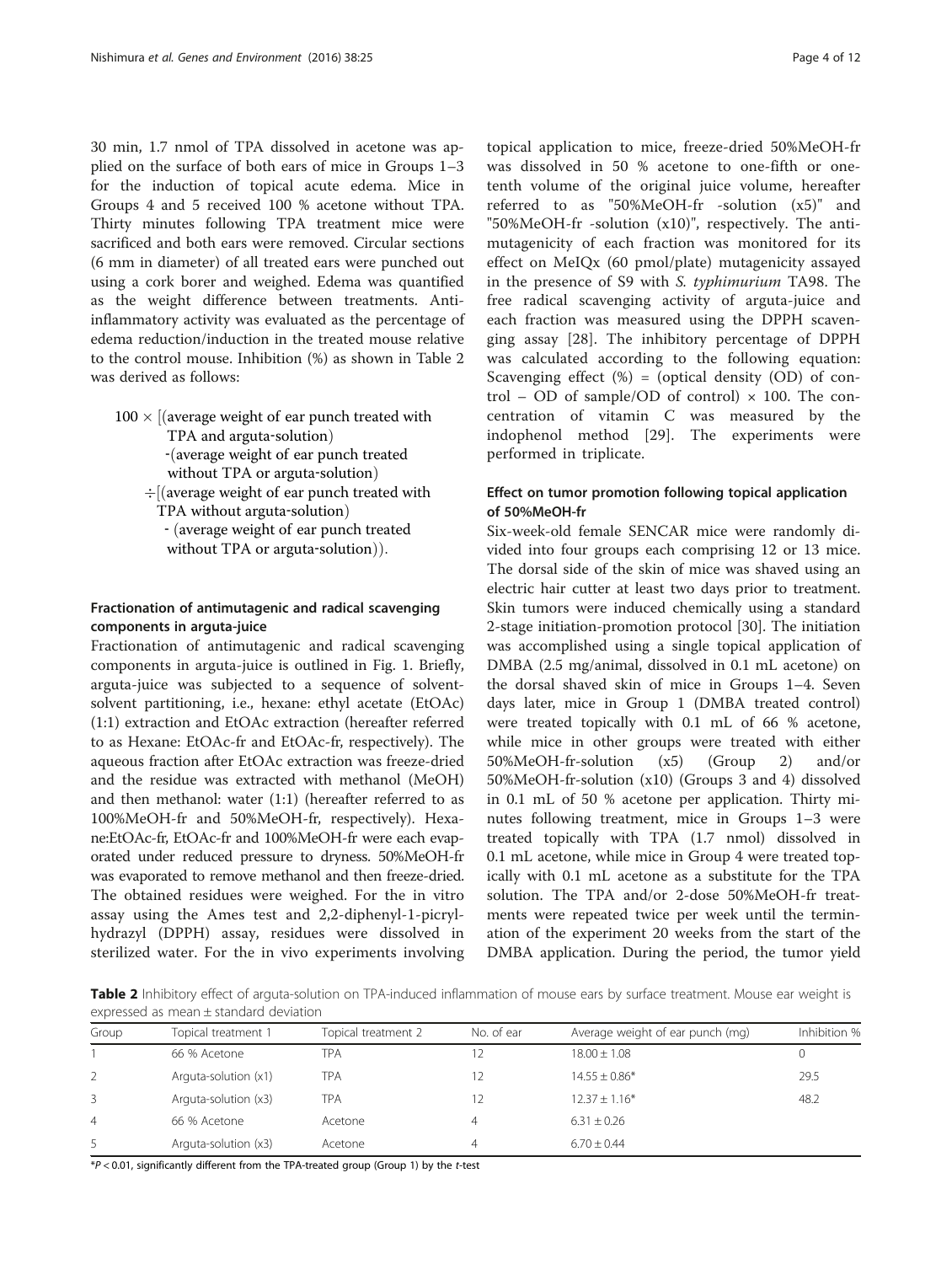30 min, 1.7 nmol of TPA dissolved in acetone was applied on the surface of both ears of mice in Groups 1–3 for the induction of topical acute edema. Mice in Groups 4 and 5 received 100 % acetone without TPA. Thirty minutes following TPA treatment mice were sacrificed and both ears were removed. Circular sections (6 mm in diameter) of all treated ears were punched out using a cork borer and weighed. Edema was quantified as the weight difference between treatments. Anti-inflammatory activity was evaluated as the percentage of edema reduction/induction in the treated mouse relative to the control mouse. Inhibition (%) as shown in Table 2 was derived as follows:

$$100 \times [(\text{average weight of ear punch treated with TPA and arguta-solution}) - (\text{average weight of ear punch treated without TPA or arguta-solution}) \div [(\text{average weight of ear punch treated with TPA without arguta-solution}) - (\text{average weight of ear punch treated without TPA or arguta-solution})).$$

### Fractionation of antimutagenic and radical scavenging components in arguta-juice

Fractionation of antimutagenic and radical scavenging components in arguta-juice is outlined in Fig. 1. Briefly, arguta-juice was subjected to a sequence of solvent-solvent partitioning, i.e., hexane: ethyl acetate (EtOAc) (1:1) extraction and EtOAc extraction (hereafter referred to as Hexane: EtOAc-fr and EtOAc-fr, respectively). The aqueous fraction after EtOAc extraction was freeze-dried and the residue was extracted with methanol (MeOH) and then methanol: water (1:1) (hereafter referred to as 100%MeOH-fr and 50%MeOH-fr, respectively). Hexane:EtOAc-fr, EtOAc-fr and 100%MeOH-fr were each evaporated under reduced pressure to dryness. 50%MeOH-fr was evaporated to remove methanol and then freeze-dried. The obtained residues were weighed. For the in vitro assay using the Ames test and 2,2-diphenyl-1-picrylhydrazyl (DPPH) assay, residues were dissolved in sterilized water. For the in vivo experiments involving topical application to mice, freeze-dried 50%MeOH-fr was dissolved in 50 % acetone to one-fifth or one-tenth volume of the original juice volume, hereafter referred to as "50%MeOH-fr -solution (x5)" and "50%MeOH-fr -solution (x10)", respectively. The antimutagenicity of each fraction was monitored for its effect on MeIQx (60 pmol/plate) mutagenicity assayed in the presence of S9 with *S. typhimurium* TA98. The free radical scavenging activity of arguta-juice and each fraction was measured using the DPPH scavenging assay [28]. The inhibitory percentage of DPPH was calculated according to the following equation: Scavenging effect (%) = (optical density (OD) of control – OD of sample/OD of control) × 100. The concentration of vitamin C was measured by the indophenol method [29]. The experiments were performed in triplicate.

### Effect on tumor promotion following topical application of 50%MeOH-fr

Six-week-old female SENCAR mice were randomly divided into four groups each comprising 12 or 13 mice. The dorsal side of the skin of mice was shaved using an electric hair cutter at least two days prior to treatment. Skin tumors were induced chemically using a standard 2-stage initiation-promotion protocol [30]. The initiation was accomplished using a single topical application of DMBA (2.5 mg/animal, dissolved in 0.1 mL acetone) on the dorsal shaved skin of mice in Groups 1–4. Seven days later, mice in Group 1 (DMBA treated control) were treated topically with 0.1 mL of 66 % acetone, while mice in other groups were treated with either 50%MeOH-fr-solution (x5) (Group 2) and/or 50%MeOH-fr-solution (x10) (Groups 3 and 4) dissolved in 0.1 mL of 50 % acetone per application. Thirty minutes following treatment, mice in Groups 1–3 were treated topically with TPA (1.7 nmol) dissolved in 0.1 mL acetone, while mice in Group 4 were treated topically with 0.1 mL acetone as a substitute for the TPA solution. The TPA and/or 2-dose 50%MeOH-fr treatments were repeated twice per week until the termination of the experiment 20 weeks from the start of the DMBA application. During the period, the tumor yield

**Table 2** Inhibitory effect of arguta-solution on TPA-induced inflammation of mouse ears by surface treatment. Mouse ear weight is expressed as mean ± standard deviation

| Group | Topical treatment 1 | Topical treatment 2 | No. of ear | Average weight of ear punch (mg) | Inhibition % |
|---|---|---|---|---|---|
| 1 | 66 % Acetone | TPA | 12 | 18.00 ± 1.08 | 0 |
| 2 | Arguta-solution (x1) | TPA | 12 | 14.55 ± 0.86* | 29.5 |
| 3 | Arguta-solution (x3) | TPA | 12 | 12.37 ± 1.16* | 48.2 |
| 4 | 66 % Acetone | Acetone | 4 | 6.31 ± 0.26 | |
| 5 | Arguta-solution (x3) | Acetone | 4 | 6.70 ± 0.44 | |

*$P < 0.01$, significantly different from the TPA-treated group (Group 1) by the *t*-test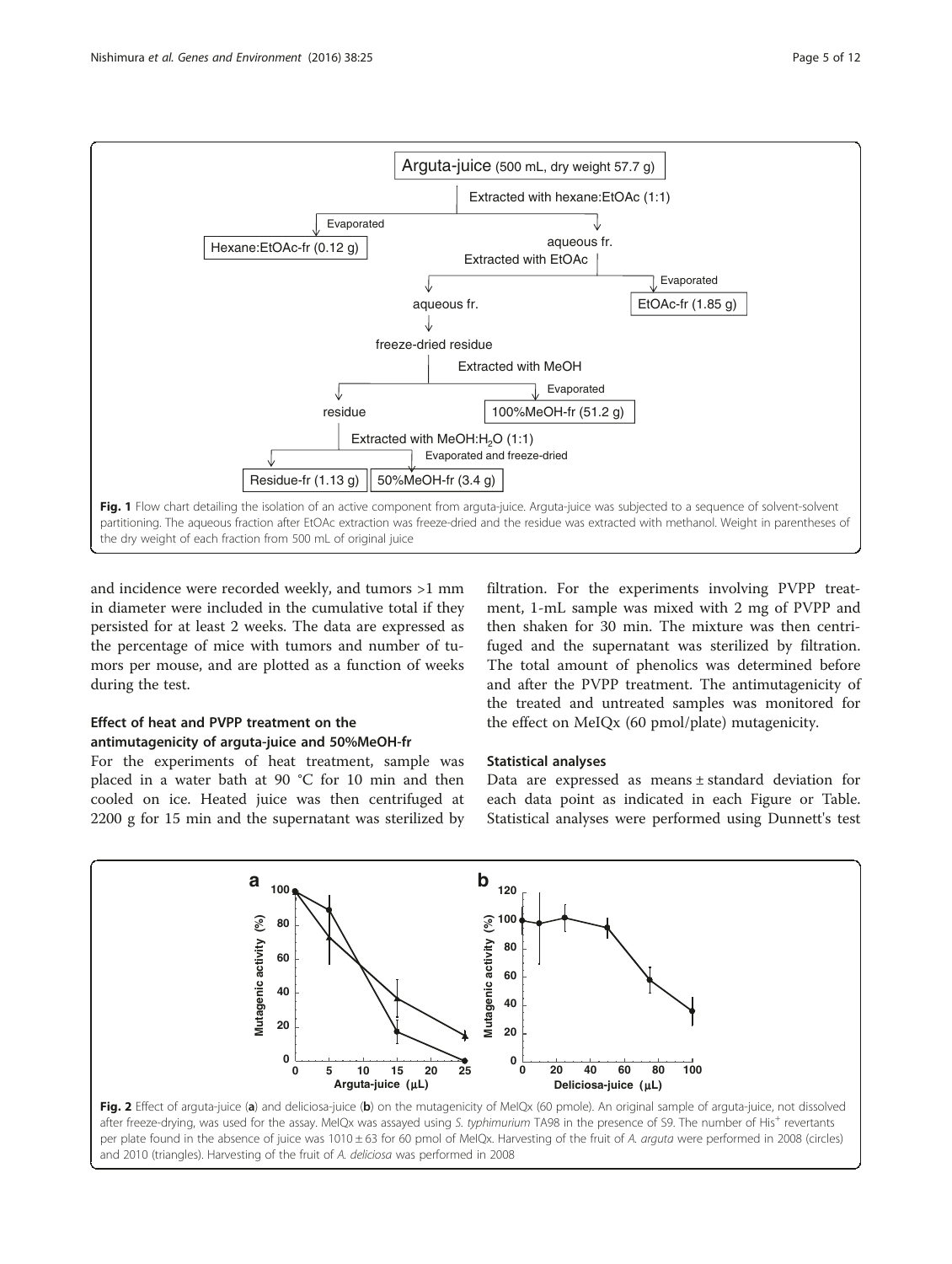Fig. 1 Flow chart detailing the isolation of an active component from arguta-juice. Arguta-juice was subjected to a sequence of solvent-solvent partitioning. The aqueous fraction after EtOAc extraction was freeze-dried and the residue was extracted with methanol. Weight in parentheses of the dry weight of each fraction from 500 mL of original juice

and incidence were recorded weekly, and tumors >1 mm in diameter were included in the cumulative total if they persisted for at least 2 weeks. The data are expressed as the percentage of mice with tumors and number of tumors per mouse, and are plotted as a function of weeks during the test.

### Effect of heat and PVPP treatment on the antimutagenicity of arguta-juice and 50%MeOH-fr

For the experiments of heat treatment, sample was placed in a water bath at 90 °C for 10 min and then cooled on ice. Heated juice was then centrifuged at 2200 g for 15 min and the supernatant was sterilized by filtration. For the experiments involving PVPP treatment, 1-mL sample was mixed with 2 mg of PVPP and then shaken for 30 min. The mixture was then centrifuged and the supernatant was sterilized by filtration. The total amount of phenolics was determined before and after the PVPP treatment. The antimutagenicity of the treated and untreated samples was monitored for the effect on MeIQx (60 pmol/plate) mutagenicity.

### Statistical analyses

Data are expressed as means ± standard deviation for each data point as indicated in each Figure or Table. Statistical analyses were performed using Dunnett's test

Fig. 2 Effect of arguta-juice (**a**) and deliciosa-juice (**b**) on the mutagenicity of MeIQx (60 pmole). An original sample of arguta-juice, not dissolved after freeze-drying, was used for the assay. MeIQx was assayed using *S. typhimurium* TA98 in the presence of S9. The number of His$^+$ revertants per plate found in the absence of juice was 1010 ± 63 for 60 pmol of MeIQx. Harvesting of the fruit of *A. arguta* were performed in 2008 (circles) and 2010 (triangles). Harvesting of the fruit of *A. deliciosa* was performed in 2008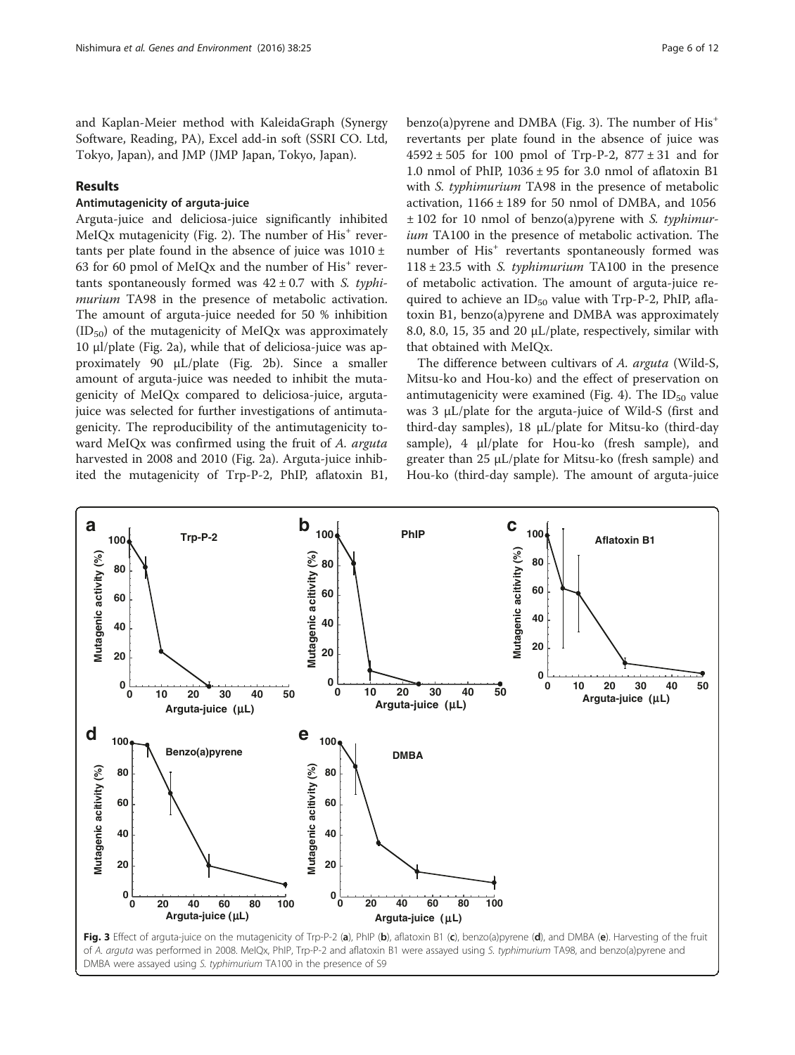and Kaplan-Meier method with KaleidaGraph (Synergy Software, Reading, PA), Excel add-in soft (SSRI CO. Ltd, Tokyo, Japan), and JMP (JMP Japan, Tokyo, Japan).

## Results

### Antimutagenicity of arguta-juice

Arguta-juice and deliciosa-juice significantly inhibited MeIQx mutagenicity (Fig. 2). The number of $His^+$ revertants per plate found in the absence of juice was 1010 ± 63 for 60 pmol of MeIQx and the number of $His^+$ revertants spontaneously formed was 42 ± 0.7 with *S. typhimurium* TA98 in the presence of metabolic activation. The amount of arguta-juice needed for 50 % inhibition ($ID_{50}$) of the mutagenicity of MeIQx was approximately 10 μl/plate (Fig. 2a), while that of deliciosa-juice was approximately 90 μL/plate (Fig. 2b). Since a smaller amount of arguta-juice was needed to inhibit the mutagenicity of MeIQx compared to deliciosa-juice, arguta-juice was selected for further investigations of antimutagenicity. The reproducibility of the antimutagenicity toward MeIQx was confirmed using the fruit of *A. arguta* harvested in 2008 and 2010 (Fig. 2a). Arguta-juice inhibited the mutagenicity of Trp-P-2, PhIP, aflatoxin B1, benzo(a)pyrene and DMBA (Fig. 3). The number of $His^+$ revertants per plate found in the absence of juice was 4592 ± 505 for 100 pmol of Trp-P-2, 877 ± 31 and for 1.0 nmol of PhIP, 1036 ± 95 for 3.0 nmol of aflatoxin B1 with *S. typhimurium* TA98 in the presence of metabolic activation, 1166 ± 189 for 50 nmol of DMBA, and 1056 ± 102 for 10 nmol of benzo(a)pyrene with *S. typhimurium* TA100 in the presence of metabolic activation. The number of $His^+$ revertants spontaneously formed was 118 ± 23.5 with *S. typhimurium* TA100 in the presence of metabolic activation. The amount of arguta-juice required to achieve an $ID_{50}$ value with Trp-P-2, PhIP, aflatoxin B1, benzo(a)pyrene and DMBA was approximately 8.0, 8.0, 15, 35 and 20 μL/plate, respectively, similar with that obtained with MeIQx.

The difference between cultivars of *A. arguta* (Wild-S, Mitsu-ko and Hou-ko) and the effect of preservation on antimutagenicity were examined (Fig. 4). The $ID_{50}$ value was 3 μL/plate for the arguta-juice of Wild-S (first and third-day samples), 18 μL/plate for Mitsu-ko (third-day sample), 4 μl/plate for Hou-ko (fresh sample), and greater than 25 μL/plate for Mitsu-ko (fresh sample) and Hou-ko (third-day sample). The amount of arguta-juice

**Fig. 3** Effect of arguta-juice on the mutagenicity of Trp-P-2 (**a**), PhIP (**b**), aflatoxin B1 (**c**), benzo(a)pyrene (**d**), and DMBA (**e**). Harvesting of the fruit of *A. arguta* was performed in 2008. MeIQx, PhIP, Trp-P-2 and aflatoxin B1 were assayed using *S. typhimurium* TA98, and benzo(a)pyrene and DMBA were assayed using *S. typhimurium* TA100 in the presence of S9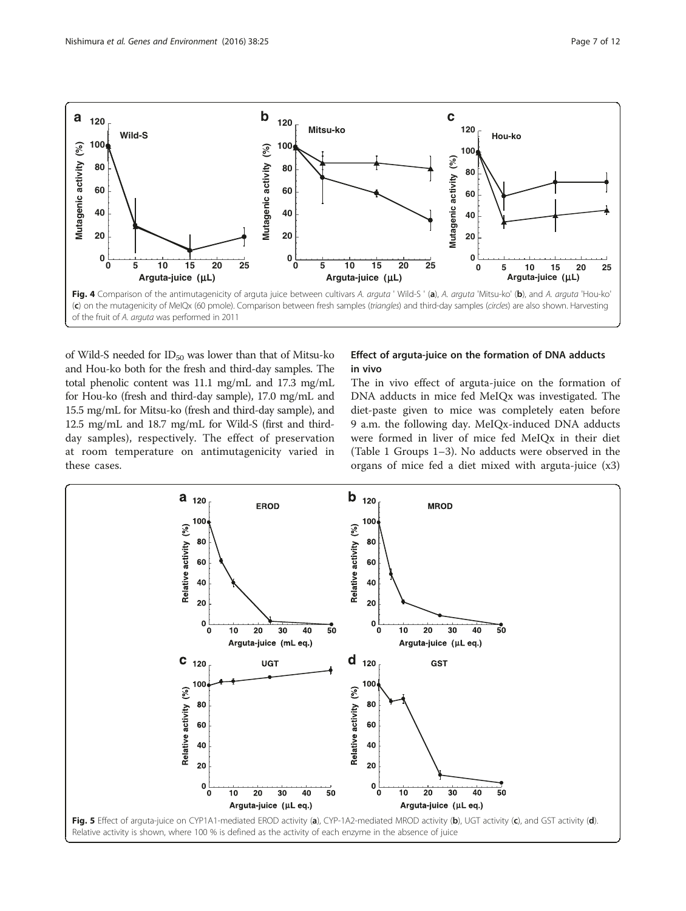**Fig. 4** Comparison of the antimutagenicity of arguta juice between cultivars *A. arguta* ' Wild-S ' (**a**), *A. arguta* 'Mitsu-ko' (**b**), and *A. arguta* 'Hou-ko' (**c**) on the mutagenicity of MeIQx (60 pmole). Comparison between fresh samples (*triangles*) and third-day samples (*circles*) are also shown. Harvesting of the fruit of *A. arguta* was performed in 2011

of Wild-S needed for $ID_{50}$ was lower than that of Mitsu-ko and Hou-ko both for the fresh and third-day samples. The total phenolic content was 11.1 mg/mL and 17.3 mg/mL for Hou-ko (fresh and third-day sample), 17.0 mg/mL and 15.5 mg/mL for Mitsu-ko (fresh and third-day sample), and 12.5 mg/mL and 18.7 mg/mL for Wild-S (first and third-day samples), respectively. The effect of preservation at room temperature on antimutagenicity varied in these cases.

### Effect of arguta-juice on the formation of DNA adducts in vivo

The in vivo effect of arguta-juice on the formation of DNA adducts in mice fed MeIQx was investigated. The diet-paste given to mice was completely eaten before 9 a.m. the following day. MeIQx-induced DNA adducts were formed in liver of mice fed MeIQx in their diet (Table 1 Groups 1–3). No adducts were observed in the organs of mice fed a diet mixed with arguta-juice (x3)

**Fig. 5** Effect of arguta-juice on CYP1A1-mediated EROD activity (**a**), CYP-1A2-mediated MROD activity (**b**), UGT activity (**c**), and GST activity (**d**). Relative activity is shown, where 100 % is defined as the activity of each enzyme in the absence of juice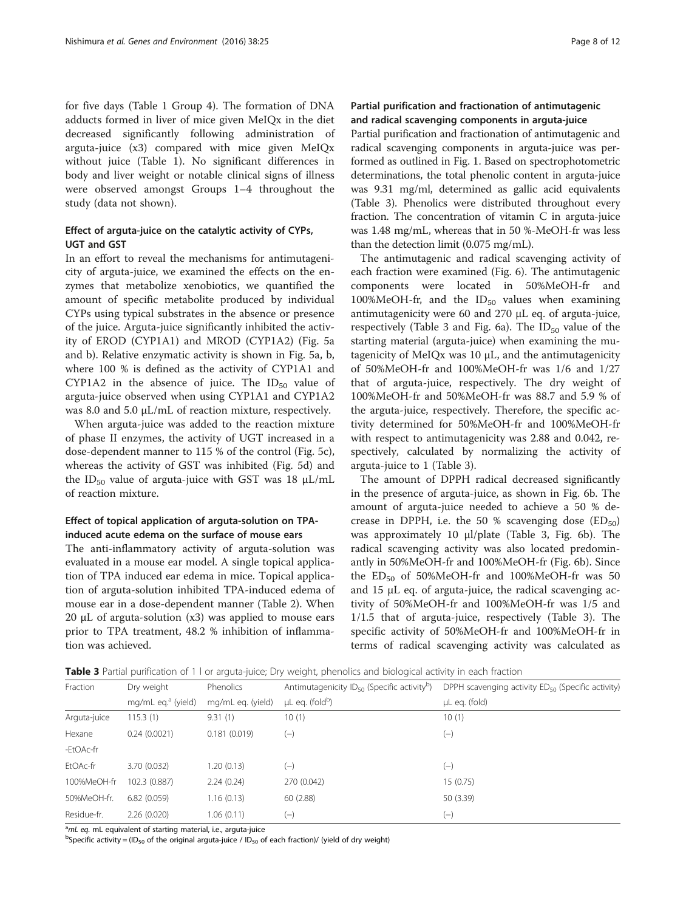for five days (Table 1 Group 4). The formation of DNA adducts formed in liver of mice given MeIQx in the diet decreased significantly following administration of arguta-juice (x3) compared with mice given MeIQx without juice (Table 1). No significant differences in body and liver weight or notable clinical signs of illness were observed amongst Groups 1–4 throughout the study (data not shown).

### Effect of arguta-juice on the catalytic activity of CYPs, UGT and GST

In an effort to reveal the mechanisms for antimutagenicity of arguta-juice, we examined the effects on the enzymes that metabolize xenobiotics, we quantified the amount of specific metabolite produced by individual CYPs using typical substrates in the absence or presence of the juice. Arguta-juice significantly inhibited the activity of EROD (CYP1A1) and MROD (CYP1A2) (Fig. 5a and b). Relative enzymatic activity is shown in Fig. 5a, b, where 100 % is defined as the activity of CYP1A1 and CYP1A2 in the absence of juice. The $ID_{50}$ value of arguta-juice observed when using CYP1A1 and CYP1A2 was 8.0 and 5.0 μL/mL of reaction mixture, respectively.

When arguta-juice was added to the reaction mixture of phase II enzymes, the activity of UGT increased in a dose-dependent manner to 115 % of the control (Fig. 5c), whereas the activity of GST was inhibited (Fig. 5d) and the $ID_{50}$ value of arguta-juice with GST was 18 μL/mL of reaction mixture.

### Effect of topical application of arguta-solution on TPA-induced acute edema on the surface of mouse ears

The anti-inflammatory activity of arguta-solution was evaluated in a mouse ear model. A single topical application of TPA induced ear edema in mice. Topical application of arguta-solution inhibited TPA-induced edema of mouse ear in a dose-dependent manner (Table 2). When 20 μL of arguta-solution (x3) was applied to mouse ears prior to TPA treatment, 48.2 % inhibition of inflammation was achieved.

### Partial purification and fractionation of antimutagenic and radical scavenging components in arguta-juice

Partial purification and fractionation of antimutagenic and radical scavenging components in arguta-juice was performed as outlined in Fig. 1. Based on spectrophotometric determinations, the total phenolic content in arguta-juice was 9.31 mg/ml, determined as gallic acid equivalents (Table 3). Phenolics were distributed throughout every fraction. The concentration of vitamin C in arguta-juice was 1.48 mg/mL, whereas that in 50 %-MeOH-fr was less than the detection limit (0.075 mg/mL).

The antimutagenic and radical scavenging activity of each fraction were examined (Fig. 6). The antimutagenic components were located in 50%MeOH-fr and 100%MeOH-fr, and the $ID_{50}$ values when examining antimutagenicity were 60 and 270 μL eq. of arguta-juice, respectively (Table 3 and Fig. 6a). The $ID_{50}$ value of the starting material (arguta-juice) when examining the mutagenicity of MeIQx was 10 μL, and the antimutagenicity of 50%MeOH-fr and 100%MeOH-fr was 1/6 and 1/27 that of arguta-juice, respectively. The dry weight of 100%MeOH-fr and 50%MeOH-fr was 88.7 and 5.9 % of the arguta-juice, respectively. Therefore, the specific activity determined for 50%MeOH-fr and 100%MeOH-fr with respect to antimutagenicity was 2.88 and 0.042, respectively, calculated by normalizing the activity of arguta-juice to 1 (Table 3).

The amount of DPPH radical decreased significantly in the presence of arguta-juice, as shown in Fig. 6b. The amount of arguta-juice needed to achieve a 50 % decrease in DPPH, i.e. the 50 % scavenging dose ($ED_{50}$) was approximately 10 μl/plate (Table 3, Fig. 6b). The radical scavenging activity was also located predominantly in 50%MeOH-fr and 100%MeOH-fr (Fig. 6b). Since the $ED_{50}$ of 50%MeOH-fr and 100%MeOH-fr was 50 and 15 μL eq. of arguta-juice, the radical scavenging activity of 50%MeOH-fr and 100%MeOH-fr was 1/5 and 1/1.5 that of arguta-juice, respectively (Table 3). The specific activity of 50%MeOH-fr and 100%MeOH-fr in terms of radical scavenging activity was calculated as

**Table 3** Partial purification of 1 l or arguta-juice; Dry weight, phenolics and biological activity in each fraction

| Fraction | Dry weight | Phenolics | Antimutagenicity $ID_{50}$ (Specific activity[b]) | DPPH scavenging activity $ED_{50}$ (Specific activity) |
|---|---|---|---|---|
| | mg/mL eq.[a] (yield) | mg/mL eq. (yield) | μL eq. (fold[b]) | μL eq. (fold) |
| Arguta-juice | 115.3 (1) | 9.31 (1) | 10 (1) | 10 (1) |
| Hexane -EtOAc-fr | 0.24 (0.0021) | 0.181 (0.019) | (−) | (−) |
| EtOAc-fr | 3.70 (0.032) | 1.20 (0.13) | (−) | (−) |
| 100%MeOH-fr | 102.3 (0.887) | 2.24 (0.24) | 270 (0.042) | 15 (0.75) |
| 50%MeOH-fr. | 6.82 (0.059) | 1.16 (0.13) | 60 (2.88) | 50 (3.39) |
| Residue-fr. | 2.26 (0.020) | 1.06 (0.11) | (−) | (−) |

[a] *mL eq.* mL equivalent of starting material, i.e., arguta-juice

[b] Specific activity = ($ID_{50}$ of the original arguta-juice / $ID_{50}$ of each fraction)/ (yield of dry weight)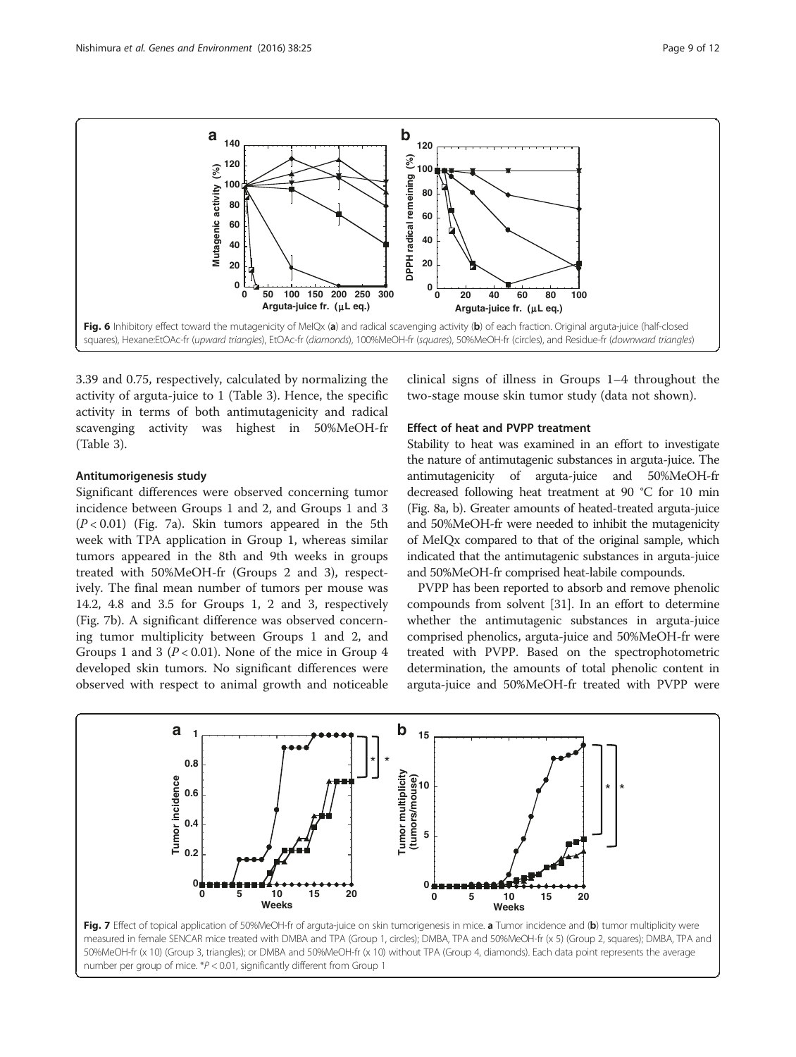Fig. 6 Inhibitory effect toward the mutagenicity of MeIQx (**a**) and radical scavenging activity (**b**) of each fraction. Original arguta-juice (half-closed squares), Hexane:EtOAc-fr (*upward triangles*), EtOAc-fr (*diamonds*), 100%MeOH-fr (*squares*), 50%MeOH-fr (circles), and Residue-fr (*downward triangles*)

3.39 and 0.75, respectively, calculated by normalizing the activity of arguta-juice to 1 (Table 3). Hence, the specific activity in terms of both antimutagenicity and radical scavenging activity was highest in 50%MeOH-fr (Table 3).

#### Antitumorigenesis study

Significant differences were observed concerning tumor incidence between Groups 1 and 2, and Groups 1 and 3 ($P < 0.01$) (Fig. 7a). Skin tumors appeared in the 5th week with TPA application in Group 1, whereas similar tumors appeared in the 8th and 9th weeks in groups treated with 50%MeOH-fr (Groups 2 and 3), respectively. The final mean number of tumors per mouse was 14.2, 4.8 and 3.5 for Groups 1, 2 and 3, respectively (Fig. 7b). A significant difference was observed concerning tumor multiplicity between Groups 1 and 2, and Groups 1 and 3 ($P < 0.01$). None of the mice in Group 4 developed skin tumors. No significant differences were observed with respect to animal growth and noticeable clinical signs of illness in Groups 1–4 throughout the two-stage mouse skin tumor study (data not shown).

#### Effect of heat and PVPP treatment

Stability to heat was examined in an effort to investigate the nature of antimutagenic substances in arguta-juice. The antimutagenicity of arguta-juice and 50%MeOH-fr decreased following heat treatment at 90 °C for 10 min (Fig. 8a, b). Greater amounts of heated-treated arguta-juice and 50%MeOH-fr were needed to inhibit the mutagenicity of MeIQx compared to that of the original sample, which indicated that the antimutagenic substances in arguta-juice and 50%MeOH-fr comprised heat-labile compounds.

PVPP has been reported to absorb and remove phenolic compounds from solvent [31]. In an effort to determine whether the antimutagenic substances in arguta-juice comprised phenolics, arguta-juice and 50%MeOH-fr were treated with PVPP. Based on the spectrophotometric determination, the amounts of total phenolic content in arguta-juice and 50%MeOH-fr treated with PVPP were

Fig. 7 Effect of topical application of 50%MeOH-fr of arguta-juice on skin tumorigenesis in mice. **a** Tumor incidence and (**b**) tumor multiplicity were measured in female SENCAR mice treated with DMBA and TPA (Group 1, circles); DMBA, TPA and 50%MeOH-fr (x 5) (Group 2, squares); DMBA, TPA and 50%MeOH-fr (x 10) (Group 3, triangles); or DMBA and 50%MeOH-fr (x 10) without TPA (Group 4, diamonds). Each data point represents the average number per group of mice. *$P < 0.01$, significantly different from Group 1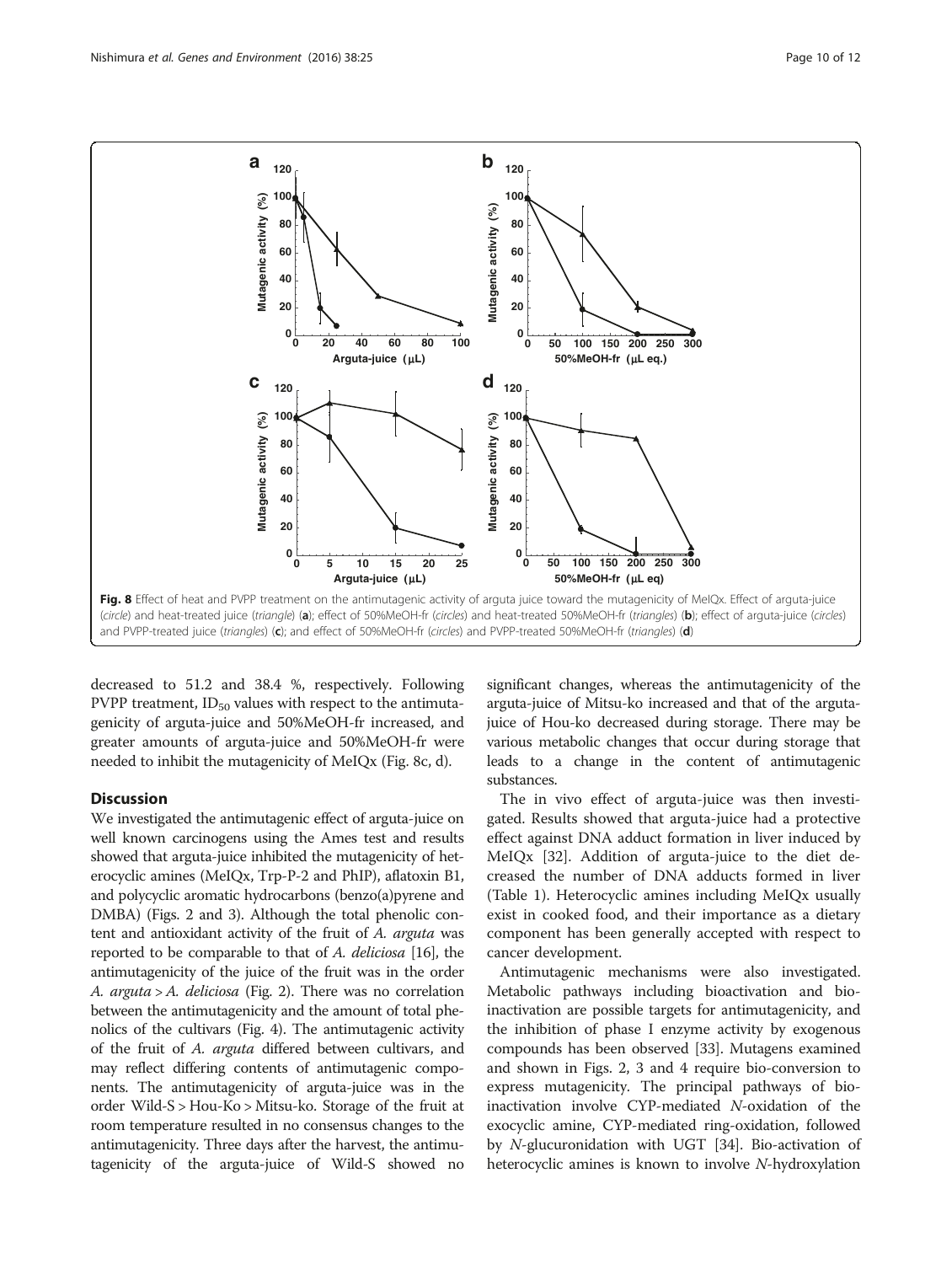Fig. 8 Effect of heat and PVPP treatment on the antimutagenic activity of arguta juice toward the mutagenicity of MeIQx. Effect of arguta-juice (*circle*) and heat-treated juice (*triangle*) (**a**); effect of 50%MeOH-fr (*circles*) and heat-treated 50%MeOH-fr (*triangles*) (**b**); effect of arguta-juice (*circles*) and PVPP-treated juice (*triangles*) (**c**); and effect of 50%MeOH-fr (*circles*) and PVPP-treated 50%MeOH-fr (*triangles*) (**d**)

decreased to 51.2 and 38.4 %, respectively. Following PVPP treatment, $ID_{50}$ values with respect to the antimutagenicity of arguta-juice and 50%MeOH-fr increased, and greater amounts of arguta-juice and 50%MeOH-fr were needed to inhibit the mutagenicity of MeIQx (Fig. 8c, d).

## Discussion

We investigated the antimutagenic effect of arguta-juice on well known carcinogens using the Ames test and results showed that arguta-juice inhibited the mutagenicity of heterocyclic amines (MeIQx, Trp-P-2 and PhIP), aflatoxin B1, and polycyclic aromatic hydrocarbons (benzo(a)pyrene and DMBA) (Figs. 2 and 3). Although the total phenolic content and antioxidant activity of the fruit of *A. arguta* was reported to be comparable to that of *A. deliciosa* [16], the antimutagenicity of the juice of the fruit was in the order *A. arguta* > *A. deliciosa* (Fig. 2). There was no correlation between the antimutagenicity and the amount of total phenolics of the cultivars (Fig. 4). The antimutagenic activity of the fruit of *A. arguta* differed between cultivars, and may reflect differing contents of antimutagenic components. The antimutagenicity of arguta-juice was in the order Wild-S > Hou-Ko > Mitsu-ko. Storage of the fruit at room temperature resulted in no consensus changes to the antimutagenicity. Three days after the harvest, the antimutagenicity of the arguta-juice of Wild-S showed no significant changes, whereas the antimutagenicity of the arguta-juice of Mitsu-ko increased and that of the arguta-juice of Hou-ko decreased during storage. There may be various metabolic changes that occur during storage that leads to a change in the content of antimutagenic substances.

The in vivo effect of arguta-juice was then investigated. Results showed that arguta-juice had a protective effect against DNA adduct formation in liver induced by MeIQx [32]. Addition of arguta-juice to the diet decreased the number of DNA adducts formed in liver (Table 1). Heterocyclic amines including MeIQx usually exist in cooked food, and their importance as a dietary component has been generally accepted with respect to cancer development.

Antimutagenic mechanisms were also investigated. Metabolic pathways including bioactivation and bioinactivation are possible targets for antimutagenicity, and the inhibition of phase I enzyme activity by exogenous compounds has been observed [33]. Mutagens examined and shown in Figs. 2, 3 and 4 require bio-conversion to express mutagenicity. The principal pathways of bioinactivation involve CYP-mediated *N*-oxidation of the exocyclic amine, CYP-mediated ring-oxidation, followed by *N*-glucuronidation with UGT [34]. Bio-activation of heterocyclic amines is known to involve *N*-hydroxylation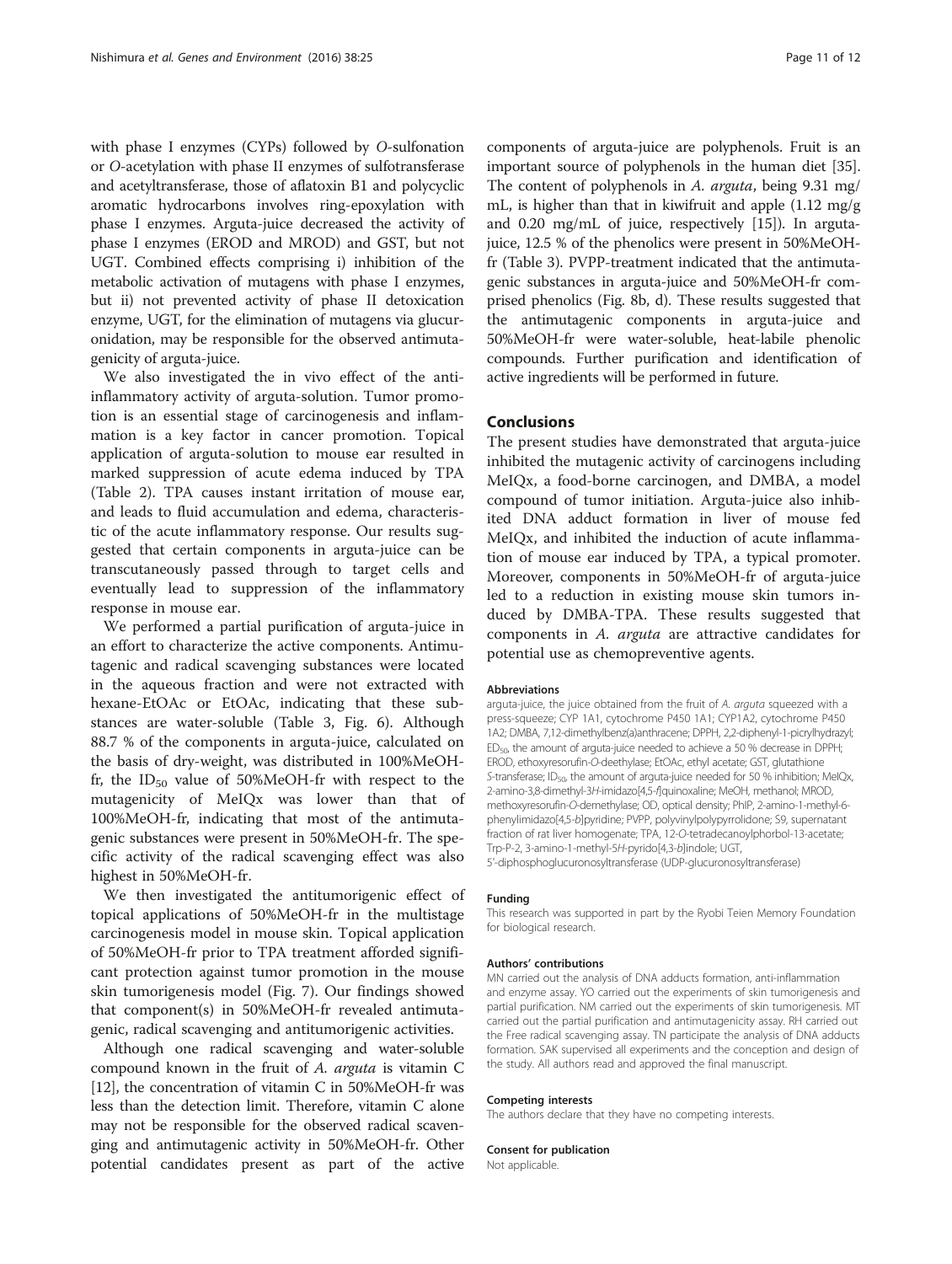with phase I enzymes (CYPs) followed by *O*-sulfonation or *O*-acetylation with phase II enzymes of sulfotransferase and acetyltransferase, those of aflatoxin B1 and polycyclic aromatic hydrocarbons involves ring-epoxylation with phase I enzymes. Arguta-juice decreased the activity of phase I enzymes (EROD and MROD) and GST, but not UGT. Combined effects comprising i) inhibition of the metabolic activation of mutagens with phase I enzymes, but ii) not prevented activity of phase II detoxication enzyme, UGT, for the elimination of mutagens via glucuronidation, may be responsible for the observed antimutagenicity of arguta-juice.

We also investigated the in vivo effect of the anti-inflammatory activity of arguta-solution. Tumor promotion is an essential stage of carcinogenesis and inflammation is a key factor in cancer promotion. Topical application of arguta-solution to mouse ear resulted in marked suppression of acute edema induced by TPA (Table 2). TPA causes instant irritation of mouse ear, and leads to fluid accumulation and edema, characteristic of the acute inflammatory response. Our results suggested that certain components in arguta-juice can be transcutaneously passed through to target cells and eventually lead to suppression of the inflammatory response in mouse ear.

We performed a partial purification of arguta-juice in an effort to characterize the active components. Antimutagenic and radical scavenging substances were located in the aqueous fraction and were not extracted with hexane-EtOAc or EtOAc, indicating that these substances are water-soluble (Table 3, Fig. 6). Although 88.7 % of the components in arguta-juice, calculated on the basis of dry-weight, was distributed in 100%MeOH-fr, the $ID_{50}$ value of 50%MeOH-fr with respect to the mutagenicity of MeIQx was lower than that of 100%MeOH-fr, indicating that most of the antimutagenic substances were present in 50%MeOH-fr. The specific activity of the radical scavenging effect was also highest in 50%MeOH-fr.

We then investigated the antitumorigenic effect of topical applications of 50%MeOH-fr in the multistage carcinogenesis model in mouse skin. Topical application of 50%MeOH-fr prior to TPA treatment afforded significant protection against tumor promotion in the mouse skin tumorigenesis model (Fig. 7). Our findings showed that component(s) in 50%MeOH-fr revealed antimutagenic, radical scavenging and antitumorigenic activities.

Although one radical scavenging and water-soluble compound known in the fruit of *A. arguta* is vitamin C [12], the concentration of vitamin C in 50%MeOH-fr was less than the detection limit. Therefore, vitamin C alone may not be responsible for the observed radical scavenging and antimutagenic activity in 50%MeOH-fr. Other potential candidates present as part of the active components of arguta-juice are polyphenols. Fruit is an important source of polyphenols in the human diet [35]. The content of polyphenols in *A. arguta*, being 9.31 mg/mL, is higher than that in kiwifruit and apple (1.12 mg/g and 0.20 mg/mL of juice, respectively [15]). In arguta-juice, 12.5 % of the phenolics were present in 50%MeOH-fr (Table 3). PVPP-treatment indicated that the antimutagenic substances in arguta-juice and 50%MeOH-fr comprised phenolics (Fig. 8b, d). These results suggested that the antimutagenic components in arguta-juice and 50%MeOH-fr were water-soluble, heat-labile phenolic compounds. Further purification and identification of active ingredients will be performed in future.

## Conclusions

The present studies have demonstrated that arguta-juice inhibited the mutagenic activity of carcinogens including MeIQx, a food-borne carcinogen, and DMBA, a model compound of tumor initiation. Arguta-juice also inhibited DNA adduct formation in liver of mouse fed MeIQx, and inhibited the induction of acute inflammation of mouse ear induced by TPA, a typical promoter. Moreover, components in 50%MeOH-fr of arguta-juice led to a reduction in existing mouse skin tumors induced by DMBA-TPA. These results suggested that components in *A. arguta* are attractive candidates for potential use as chemopreventive agents.

#### Abbreviations

arguta-juice, the juice obtained from the fruit of *A. arguta* squeezed with a press-squeeze; CYP 1A1, cytochrome P450 1A1; CYP1A2, cytochrome P450 1A2; DMBA, 7,12-dimethylbenz(a)anthracene; DPPH, 2,2-diphenyl-1-picrylhydrazyl; $ED_{50}$, the amount of arguta-juice needed to achieve a 50 % decrease in DPPH; EROD, ethoxyresorufin-*O*-deethylase; EtOAc, ethyl acetate; GST, glutathione *S*-transferase; $ID_{50}$, the amount of arguta-juice needed for 50 % inhibition; MeIQx, 2-amino-3,8-dimethyl-3*H*-imidazo[4,5-*f*]quinoxaline; MeOH, methanol; MROD, methoxyresorufin-*O*-demethylase; OD, optical density; PhIP, 2-amino-1-methyl-6-phenylimidazo[4,5-*b*]pyridine; PVPP, polyvinylpolypyrrolidone; S9, supernatant fraction of rat liver homogenate; TPA, 12-*O*-tetradecanoylphorbol-13-acetate; Trp-P-2, 3-amino-1-methyl-5*H*-pyrido[4,3-*b*]indole; UGT, 5'-diphosphoglucuronosyltransferase (UDP-glucuronosyltransferase)

#### Funding

This research was supported in part by the Ryobi Teien Memory Foundation for biological research.

#### Authors' contributions

MN carried out the analysis of DNA adducts formation, anti-inflammation and enzyme assay. YO carried out the experiments of skin tumorigenesis and partial purification. NM carried out the experiments of skin tumorigenesis. MT carried out the partial purification and antimutagenicity assay. RH carried out the Free radical scavenging assay. TN participate the analysis of DNA adducts formation. SAK supervised all experiments and the conception and design of the study. All authors read and approved the final manuscript.

#### Competing interests

The authors declare that they have no competing interests.

#### Consent for publication

Not applicable.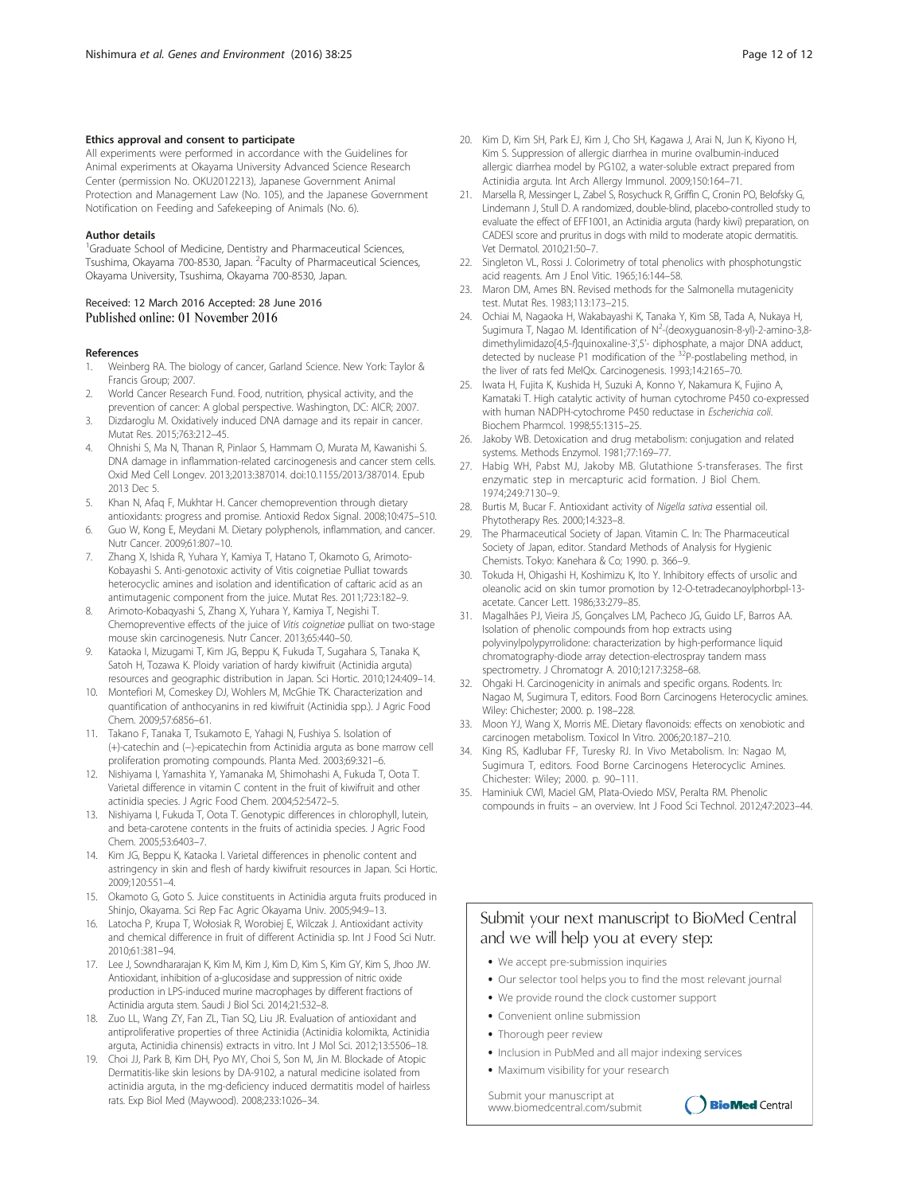#### Ethics approval and consent to participate

All experiments were performed in accordance with the Guidelines for Animal experiments at Okayama University Advanced Science Research Center (permission No. OKU2012213), Japanese Government Animal Protection and Management Law (No. 105), and the Japanese Government Notification on Feeding and Safekeeping of Animals (No. 6).

#### Author details

[1]Graduate School of Medicine, Dentistry and Pharmaceutical Sciences, Tsushima, Okayama 700-8530, Japan. [2]Faculty of Pharmaceutical Sciences, Okayama University, Tsushima, Okayama 700-8530, Japan.

Received: 12 March 2016 Accepted: 28 June 2016
Published online: 01 November 2016

#### References

1. Weinberg RA. The biology of cancer, Garland Science. New York: Taylor & Francis Group; 2007.
2. World Cancer Research Fund. Food, nutrition, physical activity, and the prevention of cancer: A global perspective. Washington, DC: AICR; 2007.
3. Dizdaroglu M. Oxidatively induced DNA damage and its repair in cancer. Mutat Res. 2015;763:212–45.
4. Ohnishi S, Ma N, Thanan R, Pinlaor S, Hammam O, Murata M, Kawanishi S. DNA damage in inflammation-related carcinogenesis and cancer stem cells. Oxid Med Cell Longev. 2013;2013:387014. doi:10.1155/2013/387014. Epub 2013 Dec 5.
5. Khan N, Afaq F, Mukhtar H. Cancer chemoprevention through dietary antioxidants: progress and promise. Antioxid Redox Signal. 2008;10:475–510.
6. Guo W, Kong E, Meydani M. Dietary polyphenols, inflammation, and cancer. Nutr Cancer. 2009;61:807–10.
7. Zhang X, Ishida R, Yuhara Y, Kamiya T, Hatano T, Okamoto G, Arimoto-Kobayashi S. Anti-genotoxic activity of Vitis coignetiae Pulliat towards heterocyclic amines and isolation and identification of caftaric acid as an antimutagenic component from the juice. Mutat Res. 2011;723:182–9.
8. Arimoto-Kobaqyashi S, Zhang X, Yuhara Y, Kamiya T, Negishi T. Chemopreventive effects of the juice of *Vitis coignetiae* pulliat on two-stage mouse skin carcinogenesis. Nutr Cancer. 2013;65:440–50.
9. Kataoka I, Mizugami T, Kim JG, Beppu K, Fukuda T, Sugahara S, Tanaka K, Satoh H, Tozawa K. Ploidy variation of hardy kiwifruit (Actinidia arguta) resources and geographic distribution in Japan. Sci Hortic. 2010;124:409–14.
10. Montefiori M, Comeskey DJ, Wohlers M, McGhie TK. Characterization and quantification of anthocyanins in red kiwifruit (Actinidia spp.). J Agric Food Chem. 2009;57:6856–61.
11. Takano F, Tanaka T, Tsukamoto E, Yahagi N, Fushiya S. Isolation of (+)-catechin and (−)-epicatechin from Actinidia arguta as bone marrow cell proliferation promoting compounds. Planta Med. 2003;69:321–6.
12. Nishiyama I, Yamashita Y, Yamanaka M, Shimohashi A, Fukuda T, Oota T. Varietal difference in vitamin C content in the fruit of kiwifruit and other actinidia species. J Agric Food Chem. 2004;52:5472–5.
13. Nishiyama I, Fukuda T, Oota T. Genotypic differences in chlorophyll, lutein, and beta-carotene contents in the fruits of actinidia species. J Agric Food Chem. 2005;53:6403–7.
14. Kim JG, Beppu K, Kataoka I. Varietal differences in phenolic content and astringency in skin and flesh of hardy kiwifruit resources in Japan. Sci Hortic. 2009;120:551–4.
15. Okamoto G, Goto S. Juice constituents in Actinidia arguta fruits produced in Shinjo, Okayama. Sci Rep Fac Agric Okayama Univ. 2005;94:9–13.
16. Latocha P, Krupa T, Wołosiak R, Worobiej E, Wilczak J. Antioxidant activity and chemical difference in fruit of different Actinidia sp. Int J Food Sci Nutr. 2010;61:381–94.
17. Lee J, Sowndhararajan K, Kim M, Kim J, Kim D, Kim S, Kim GY, Kim S, Jhoo JW. Antioxidant, inhibition of a-glucosidase and suppression of nitric oxide production in LPS-induced murine macrophages by different fractions of Actinidia arguta stem. Saudi J Biol Sci. 2014;21:532–8.
18. Zuo LL, Wang ZY, Fan ZL, Tian SQ, Liu JR. Evaluation of antioxidant and antiproliferative properties of three Actinidia (Actinidia kolomikta, Actinidia arguta, Actinidia chinensis) extracts in vitro. Int J Mol Sci. 2012;13:5506–18.
19. Choi JJ, Park B, Kim DH, Pyo MY, Choi S, Son M, Jin M. Blockade of Atopic Dermatitis-like skin lesions by DA-9102, a natural medicine isolated from actinidia arguta, in the mg-deficiency induced dermatitis model of hairless rats. Exp Biol Med (Maywood). 2008;233:1026–34.
20. Kim D, Kim SH, Park EJ, Kim J, Cho SH, Kagawa J, Arai N, Jun K, Kiyono H, Kim S. Suppression of allergic diarrhea in murine ovalbumin-induced allergic diarrhea model by PG102, a water-soluble extract prepared from Actinidia arguta. Int Arch Allergy Immunol. 2009;150:164–71.
21. Marsella R, Messinger L, Zabel S, Rosychuck R, Griffin C, Cronin PO, Belofsky G, Lindemann J, Stull D. A randomized, double-blind, placebo-controlled study to evaluate the effect of EFF1001, an Actinidia arguta (hardy kiwi) preparation, on CADESI score and pruritus in dogs with mild to moderate atopic dermatitis. Vet Dermatol. 2010;21:50–7.
22. Singleton VL, Rossi J. Colorimetry of total phenolics with phosphotungstic acid reagents. Am J Enol Vitic. 1965;16:144–58.
23. Maron DM, Ames BN. Revised methods for the Salmonella mutagenicity test. Mutat Res. 1983;113:173–215.
24. Ochiai M, Nagaoka H, Wakabayashi K, Tanaka Y, Kim SB, Tada A, Nukaya H, Sugimura T, Nagao M. Identification of $N^2$-(deoxyguanosin-8-yl)-2-amino-3,8-dimethylimidazo[4,5-*f*]quinoxaline-3',5'- diphosphate, a major DNA adduct, detected by nuclease P1 modification of the $^{32}$P-postlabeling method, in the liver of rats fed MeIQx. Carcinogenesis. 1993;14:2165–70.
25. Iwata H, Fujita K, Kushida H, Suzuki A, Konno Y, Nakamura K, Fujino A, Kamataki T. High catalytic activity of human cytochrome P450 co-expressed with human NADPH-cytochrome P450 reductase in *Escherichia coli*. Biochem Pharmcol. 1998;55:1315–25.
26. Jakoby WB. Detoxication and drug metabolism: conjugation and related systems. Methods Enzymol. 1981;77:169–77.
27. Habig WH, Pabst MJ, Jakoby MB. Glutathione S-transferases. The first enzymatic step in mercapturic acid formation. J Biol Chem. 1974;249:7130–9.
28. Burtis M, Bucar F. Antioxidant activity of *Nigella sativa* essential oil. Phytotherapy Res. 2000;14:323–8.
29. The Pharmaceutical Society of Japan. Vitamin C. In: The Pharmaceutical Society of Japan, editor. Standard Methods of Analysis for Hygienic Chemists. Tokyo: Kanehara & Co; 1990. p. 366–9.
30. Tokuda H, Ohigashi H, Koshimizu K, Ito Y. Inhibitory effects of ursolic and oleanolic acid on skin tumor promotion by 12-O-tetradecanoylphorbpl-13-acetate. Cancer Lett. 1986;33:279–85.
31. Magalhães PJ, Vieira JS, Gonçalves LM, Pacheco JG, Guido LF, Barros AA. Isolation of phenolic compounds from hop extracts using polyvinylpolypyrrolidone: characterization by high-performance liquid chromatography-diode array detection-electrospray tandem mass spectrometry. J Chromatogr A. 2010;1217:3258–68.
32. Ohgaki H. Carcinogenicity in animals and specific organs. Rodents. In: Nagao M, Sugimura T, editors. Food Born Carcinogens Heterocyclic amines. Wiley: Chichester; 2000. p. 198–228.
33. Moon YJ, Wang X, Morris ME. Dietary flavonoids: effects on xenobiotic and carcinogen metabolism. Toxicol In Vitro. 2006;20:187–210.
34. King RS, Kadlubar FF, Turesky RJ. In Vivo Metabolism. In: Nagao M, Sugimura T, editors. Food Borne Carcinogens Heterocyclic Amines. Chichester: Wiley; 2000. p. 90–111.
35. Haminiuk CWI, Maciel GM, Plata-Oviedo MSV, Peralta RM. Phenolic compounds in fruits – an overview. Int J Food Sci Technol. 2012;47:2023–44.

Submit your next manuscript to BioMed Central and we will help you at every step:

- We accept pre-submission inquiries
- Our selector tool helps you to find the most relevant journal
- We provide round the clock customer support
- Convenient online submission
- Thorough peer review
- Inclusion in PubMed and all major indexing services
- Maximum visibility for your research

Submit your manuscript at www.biomedcentral.com/submit

BioMed Central